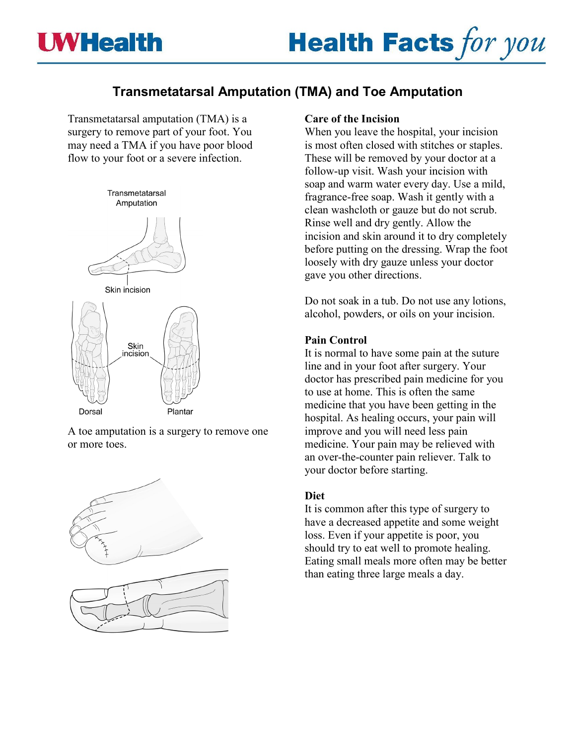# Transmetatarsal Amputation (TMA) and Toe Amputation

Transmetatarsal amputation (TMA) is a surgery to remove part of your foot. You may need a TMA if you have poor blood flow to your foot or a severe infection.

Transmetatarsal Amputation

Skin incision

Skin incision

Dorsal

Plantar

A toe amputation is a surgery to remove one or more toes.

**Care of the Incision**

When you leave the hospital, your incision is most often closed with stitches or staples. These will be removed by your doctor at a follow-up visit. Wash your incision with soap and warm water every day. Use a mild, fragrance-free soap. Wash it gently with a clean washcloth or gauze but do not scrub. Rinse well and dry gently. Allow the incision and skin around it to dry completely before putting on the dressing. Wrap the foot loosely with dry gauze unless your doctor gave you other directions.

Do not soak in a tub. Do not use any lotions, alcohol, powders, or oils on your incision.

**Pain Control**

It is normal to have some pain at the suture line and in your foot after surgery. Your doctor has prescribed pain medicine for you to use at home. This is often the same medicine that you have been getting in the hospital. As healing occurs, your pain will improve and you will need less pain medicine. Your pain may be relieved with an over-the-counter pain reliever. Talk to your doctor before starting.

**Diet**

It is common after this type of surgery to have a decreased appetite and some weight loss. Even if your appetite is poor, you should try to eat well to promote healing. Eating small meals more often may be better than eating three large meals a day.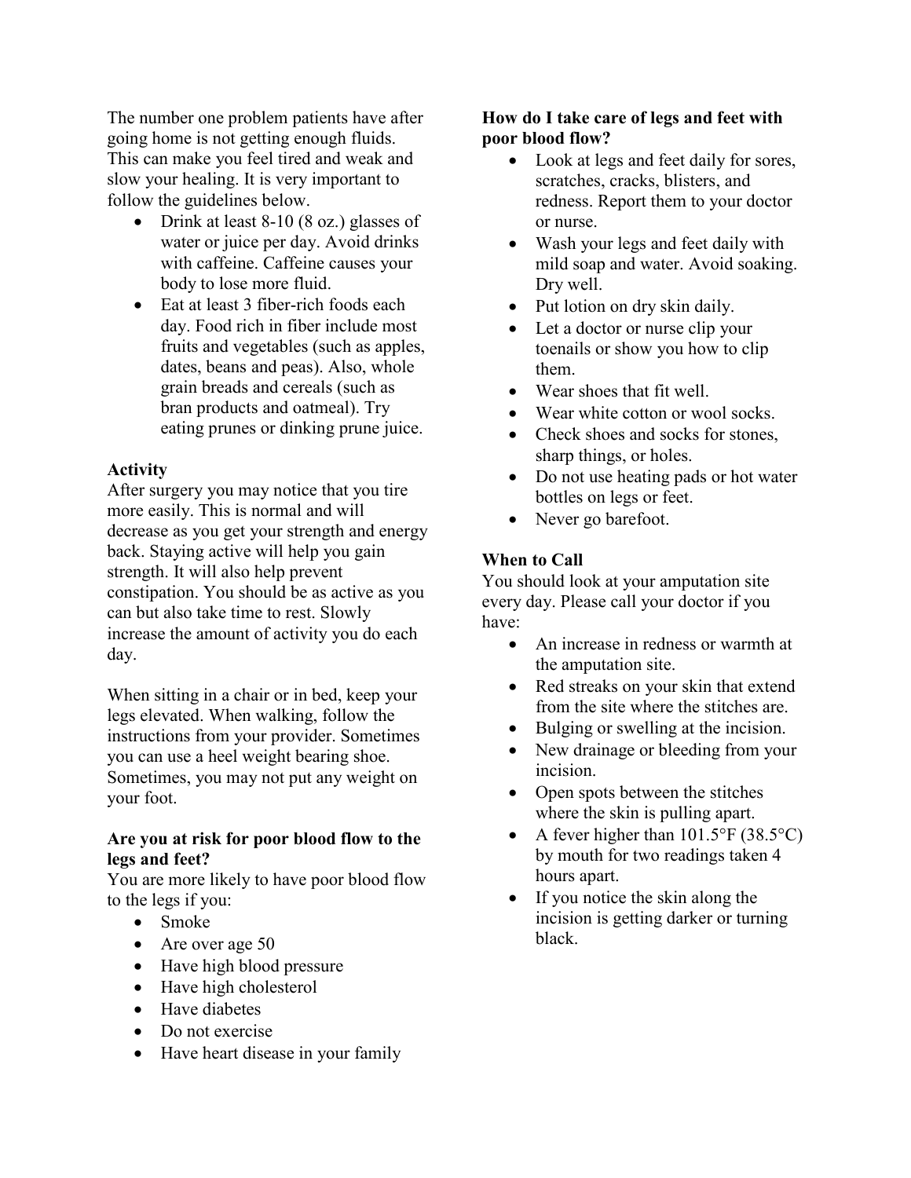The number one problem patients have after going home is not getting enough fluids. This can make you feel tired and weak and slow your healing. It is very important to follow the guidelines below.

- Drink at least 8-10 (8 oz.) glasses of water or juice per day. Avoid drinks with caffeine. Caffeine causes your body to lose more fluid.
- Eat at least 3 fiber-rich foods each day. Food rich in fiber include most fruits and vegetables (such as apples, dates, beans and peas). Also, whole grain breads and cereals (such as bran products and oatmeal). Try eating prunes or dinking prune juice.

**Activity**

After surgery you may notice that you tire more easily. This is normal and will decrease as you get your strength and energy back. Staying active will help you gain strength. It will also help prevent constipation. You should be as active as you can but also take time to rest. Slowly increase the amount of activity you do each day.

When sitting in a chair or in bed, keep your legs elevated. When walking, follow the instructions from your provider. Sometimes you can use a heel weight bearing shoe. Sometimes, you may not put any weight on your foot.

**Are you at risk for poor blood flow to the legs and feet?**

You are more likely to have poor blood flow to the legs if you:

- Smoke
- Are over age 50
- Have high blood pressure
- Have high cholesterol
- Have diabetes
- Do not exercise
- Have heart disease in your family

**How do I take care of legs and feet with poor blood flow?**

- Look at legs and feet daily for sores, scratches, cracks, blisters, and redness. Report them to your doctor or nurse.
- Wash your legs and feet daily with mild soap and water. Avoid soaking. Dry well.
- Put lotion on dry skin daily.
- Let a doctor or nurse clip your toenails or show you how to clip them.
- Wear shoes that fit well.
- Wear white cotton or wool socks.
- Check shoes and socks for stones, sharp things, or holes.
- Do not use heating pads or hot water bottles on legs or feet.
- Never go barefoot.

**When to Call**

You should look at your amputation site every day. Please call your doctor if you have:

- An increase in redness or warmth at the amputation site.
- Red streaks on your skin that extend from the site where the stitches are.
- Bulging or swelling at the incision.
- New drainage or bleeding from your incision.
- Open spots between the stitches where the skin is pulling apart.
- A fever higher than 101.5°F (38.5°C) by mouth for two readings taken 4 hours apart.
- If you notice the skin along the incision is getting darker or turning black.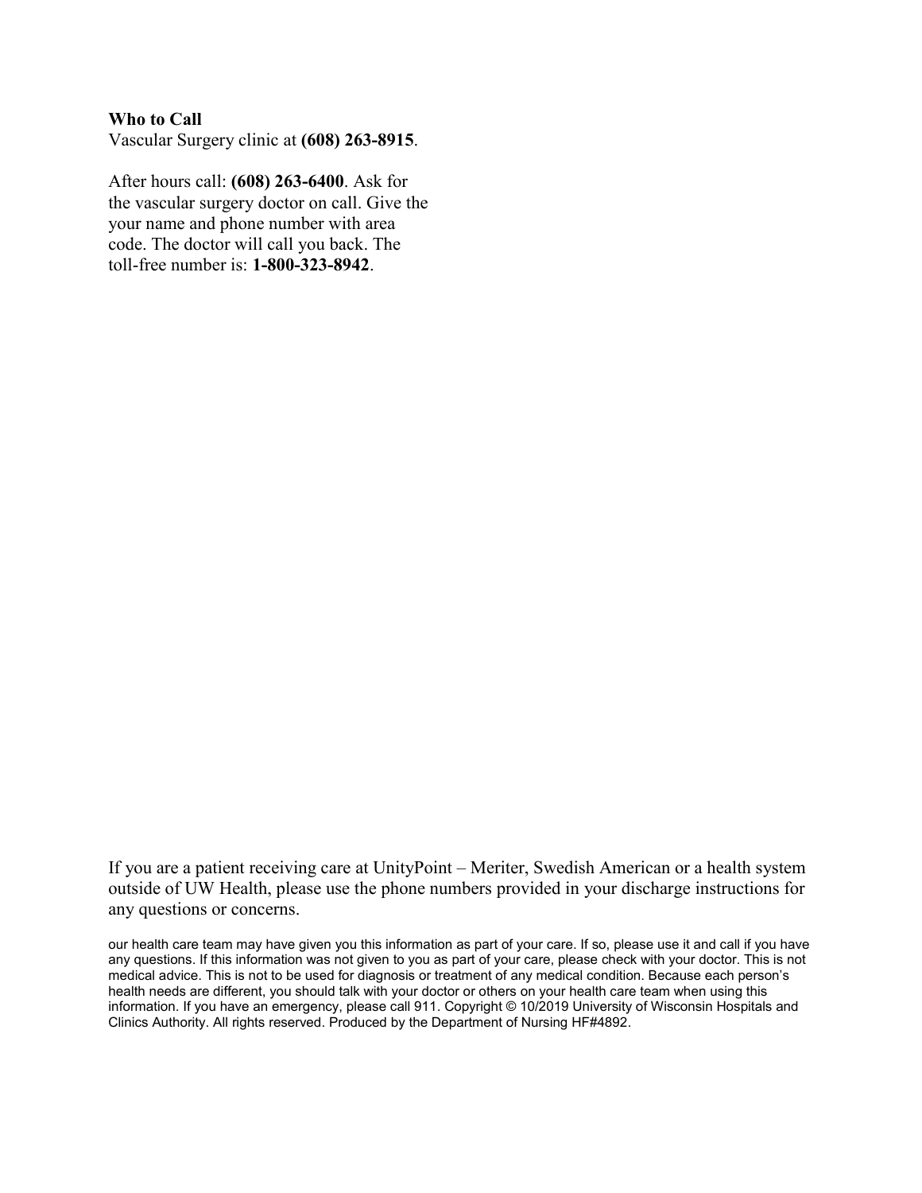**Who to Call**

Vascular Surgery clinic at **(608) 263-8915**.

After hours call: **(608) 263-6400**. Ask for the vascular surgery doctor on call. Give the your name and phone number with area code. The doctor will call you back. The toll-free number is: **1-800-323-8942**.

If you are a patient receiving care at UnityPoint – Meriter, Swedish American or a health system outside of UW Health, please use the phone numbers provided in your discharge instructions for any questions or concerns.

our health care team may have given you this information as part of your care. If so, please use it and call if you have any questions. If this information was not given to you as part of your care, please check with your doctor. This is not medical advice. This is not to be used for diagnosis or treatment of any medical condition. Because each person's health needs are different, you should talk with your doctor or others on your health care team when using this information. If you have an emergency, please call 911. Copyright © 10/2019 University of Wisconsin Hospitals and Clinics Authority. All rights reserved. Produced by the Department of Nursing HF#4892.